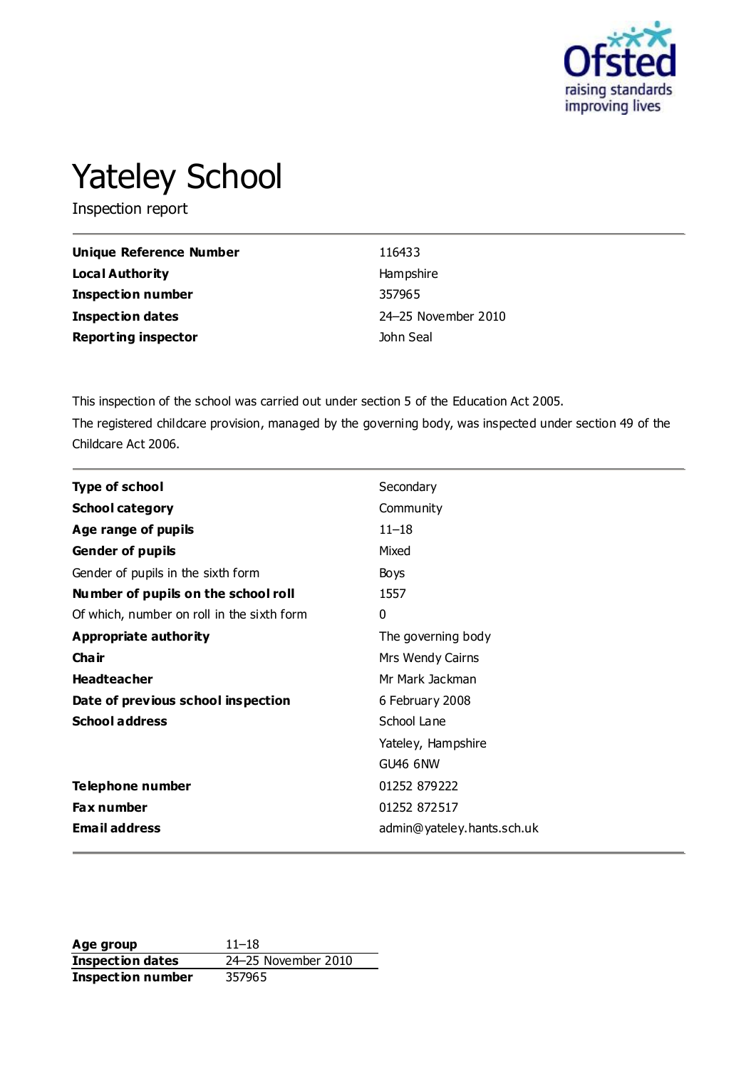# Yateley School

Inspection report

| | |
|---|---|
| **Unique Reference Number** | 116433 |
| **Local Authority** | Hampshire |
| **Inspection number** | 357965 |
| **Inspection dates** | 24–25 November 2010 |
| **Reporting inspector** | John Seal |

This inspection of the school was carried out under section 5 of the Education Act 2005.

The registered childcare provision, managed by the governing body, was inspected under section 49 of the Childcare Act 2006.

| | |
|---|---|
| **Type of school** | Secondary |
| **School category** | Community |
| **Age range of pupils** | 11–18 |
| **Gender of pupils** | Mixed |
| Gender of pupils in the sixth form | Boys |
| **Number of pupils on the school roll** | 1557 |
| Of which, number on roll in the sixth form | 0 |
| **Appropriate authority** | The governing body |
| **Chair** | Mrs Wendy Cairns |
| **Headteacher** | Mr Mark Jackman |
| **Date of previous school inspection** | 6 February 2008 |
| **School address** | School Lane<br>Yateley, Hampshire<br>GU46 6NW |
| **Telephone number** | 01252 879222 |
| **Fax number** | 01252 872517 |
| **Email address** | admin@yateley.hants.sch.uk |

| | |
|---|---|
| **Age group** | 11–18 |
| **Inspection dates** | 24–25 November 2010 |
| **Inspection number** | 357965 |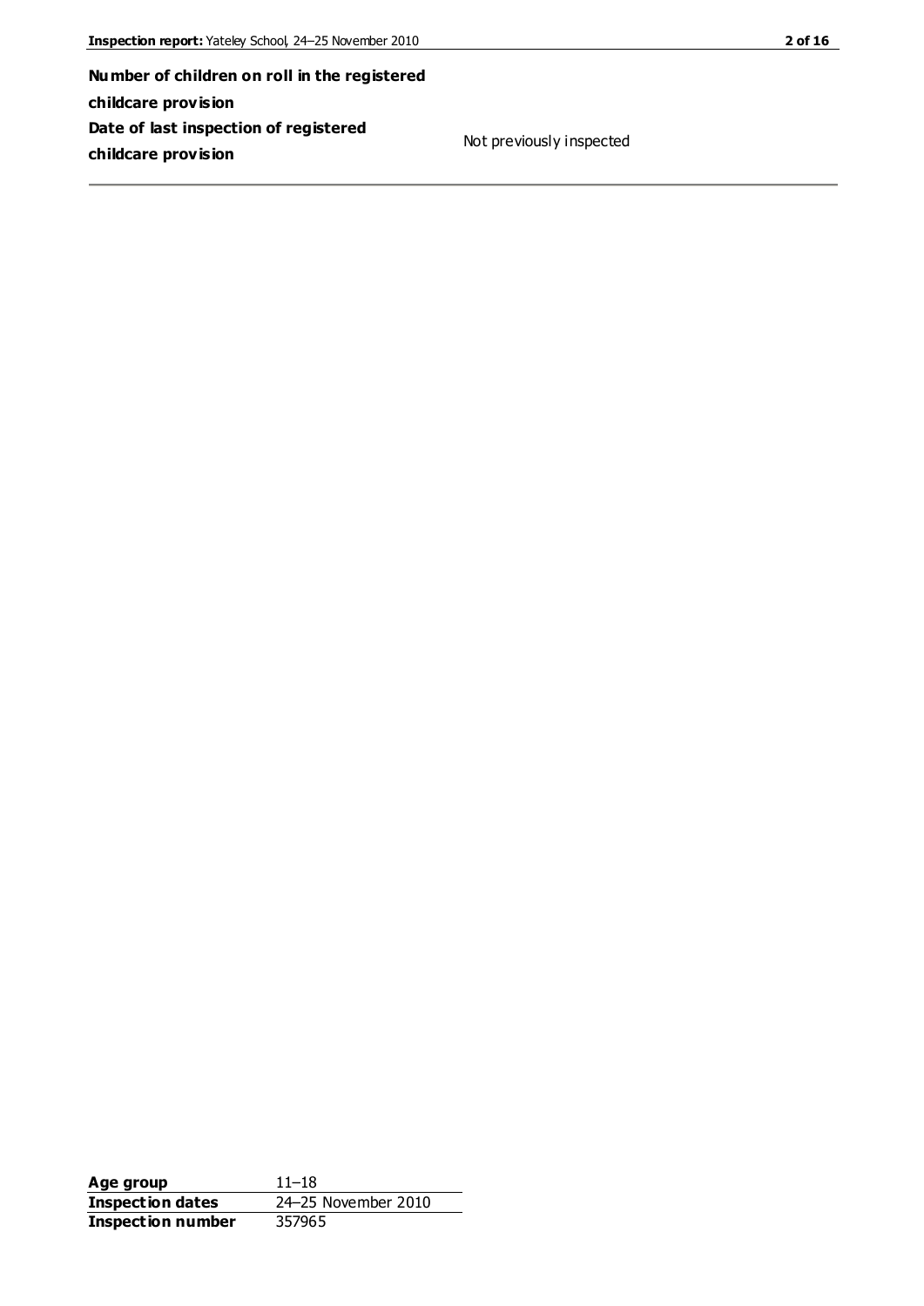| | |
|---|---|
| **Number of children on roll in the registered childcare provision** | |
| **Date of last inspection of registered childcare provision** | Not previously inspected |

| | |
|---|---|
| **Age group** | 11–18 |
| **Inspection dates** | 24–25 November 2010 |
| **Inspection number** | 357965 |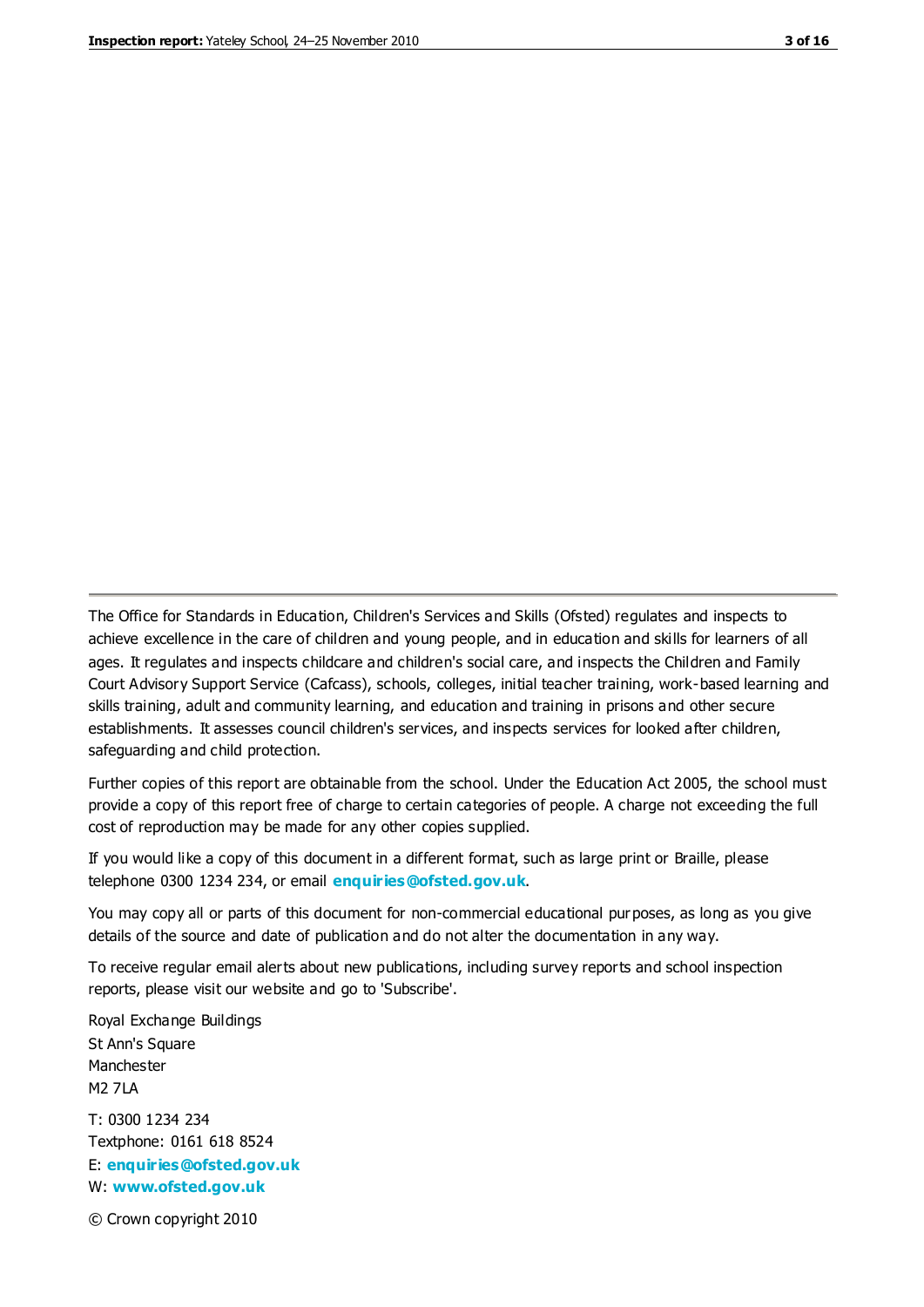The Office for Standards in Education, Children's Services and Skills (Ofsted) regulates and inspects to achieve excellence in the care of children and young people, and in education and skills for learners of all ages. It regulates and inspects childcare and children's social care, and inspects the Children and Family Court Advisory Support Service (Cafcass), schools, colleges, initial teacher training, work-based learning and skills training, adult and community learning, and education and training in prisons and other secure establishments. It assesses council children's services, and inspects services for looked after children, safeguarding and child protection.

Further copies of this report are obtainable from the school. Under the Education Act 2005, the school must provide a copy of this report free of charge to certain categories of people. A charge not exceeding the full cost of reproduction may be made for any other copies supplied.

If you would like a copy of this document in a different format, such as large print or Braille, please telephone 0300 1234 234, or email **enquiries@ofsted.gov.uk**.

You may copy all or parts of this document for non-commercial educational purposes, as long as you give details of the source and date of publication and do not alter the documentation in any way.

To receive regular email alerts about new publications, including survey reports and school inspection reports, please visit our website and go to 'Subscribe'.

Royal Exchange Buildings
St Ann's Square
Manchester
M2 7LA

T: 0300 1234 234
Textphone: 0161 618 8524
E: **enquiries@ofsted.gov.uk**
W: **www.ofsted.gov.uk**

© Crown copyright 2010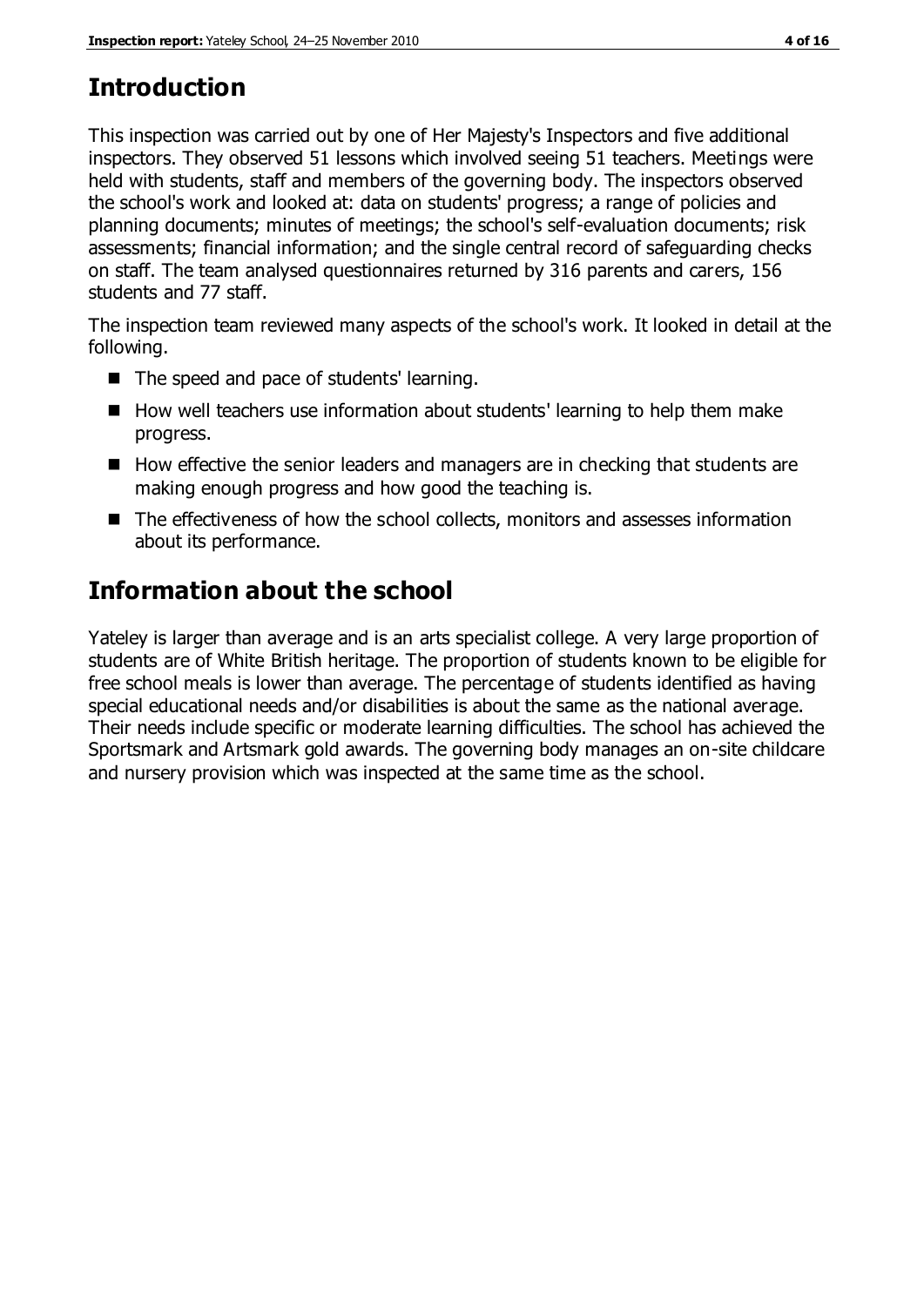## Introduction

This inspection was carried out by one of Her Majesty's Inspectors and five additional inspectors. They observed 51 lessons which involved seeing 51 teachers. Meetings were held with students, staff and members of the governing body. The inspectors observed the school's work and looked at: data on students' progress; a range of policies and planning documents; minutes of meetings; the school's self-evaluation documents; risk assessments; financial information; and the single central record of safeguarding checks on staff. The team analysed questionnaires returned by 316 parents and carers, 156 students and 77 staff.

The inspection team reviewed many aspects of the school's work. It looked in detail at the following.

- The speed and pace of students' learning.
- How well teachers use information about students' learning to help them make progress.
- How effective the senior leaders and managers are in checking that students are making enough progress and how good the teaching is.
- The effectiveness of how the school collects, monitors and assesses information about its performance.

## Information about the school

Yateley is larger than average and is an arts specialist college. A very large proportion of students are of White British heritage. The proportion of students known to be eligible for free school meals is lower than average. The percentage of students identified as having special educational needs and/or disabilities is about the same as the national average. Their needs include specific or moderate learning difficulties. The school has achieved the Sportsmark and Artsmark gold awards. The governing body manages an on-site childcare and nursery provision which was inspected at the same time as the school.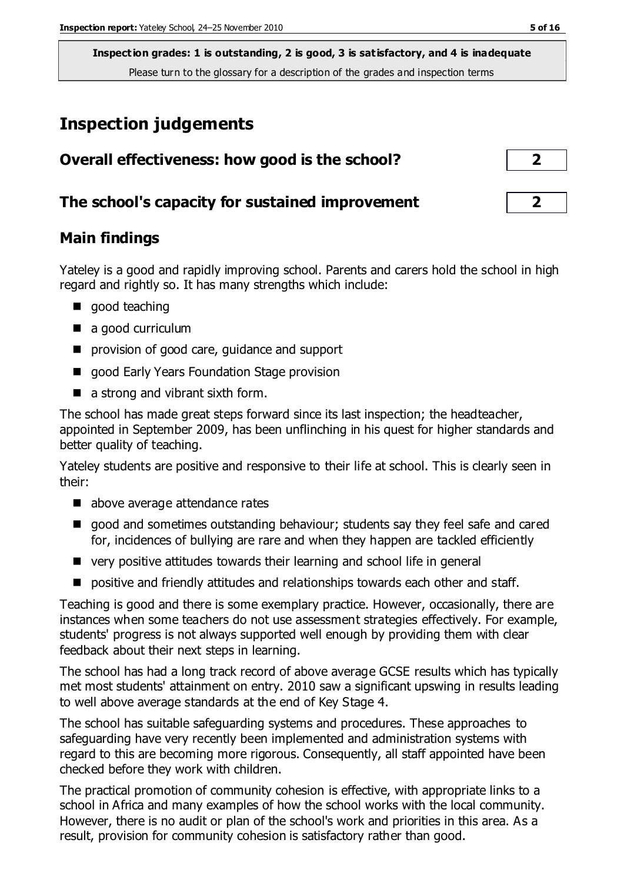**Inspection grades: 1 is outstanding, 2 is good, 3 is satisfactory, and 4 is inadequate**

Please turn to the glossary for a description of the grades and inspection terms

# Inspection judgements

## Overall effectiveness: how good is the school? 2

## The school's capacity for sustained improvement 2

## Main findings

Yateley is a good and rapidly improving school. Parents and carers hold the school in high regard and rightly so. It has many strengths which include:

- good teaching
- a good curriculum
- provision of good care, guidance and support
- good Early Years Foundation Stage provision
- a strong and vibrant sixth form.

The school has made great steps forward since its last inspection; the headteacher, appointed in September 2009, has been unflinching in his quest for higher standards and better quality of teaching.

Yateley students are positive and responsive to their life at school. This is clearly seen in their:

- above average attendance rates
- good and sometimes outstanding behaviour; students say they feel safe and cared for, incidences of bullying are rare and when they happen are tackled efficiently
- very positive attitudes towards their learning and school life in general
- positive and friendly attitudes and relationships towards each other and staff.

Teaching is good and there is some exemplary practice. However, occasionally, there are instances when some teachers do not use assessment strategies effectively. For example, students' progress is not always supported well enough by providing them with clear feedback about their next steps in learning.

The school has had a long track record of above average GCSE results which has typically met most students' attainment on entry. 2010 saw a significant upswing in results leading to well above average standards at the end of Key Stage 4.

The school has suitable safeguarding systems and procedures. These approaches to safeguarding have very recently been implemented and administration systems with regard to this are becoming more rigorous. Consequently, all staff appointed have been checked before they work with children.

The practical promotion of community cohesion is effective, with appropriate links to a school in Africa and many examples of how the school works with the local community. However, there is no audit or plan of the school's work and priorities in this area. As a result, provision for community cohesion is satisfactory rather than good.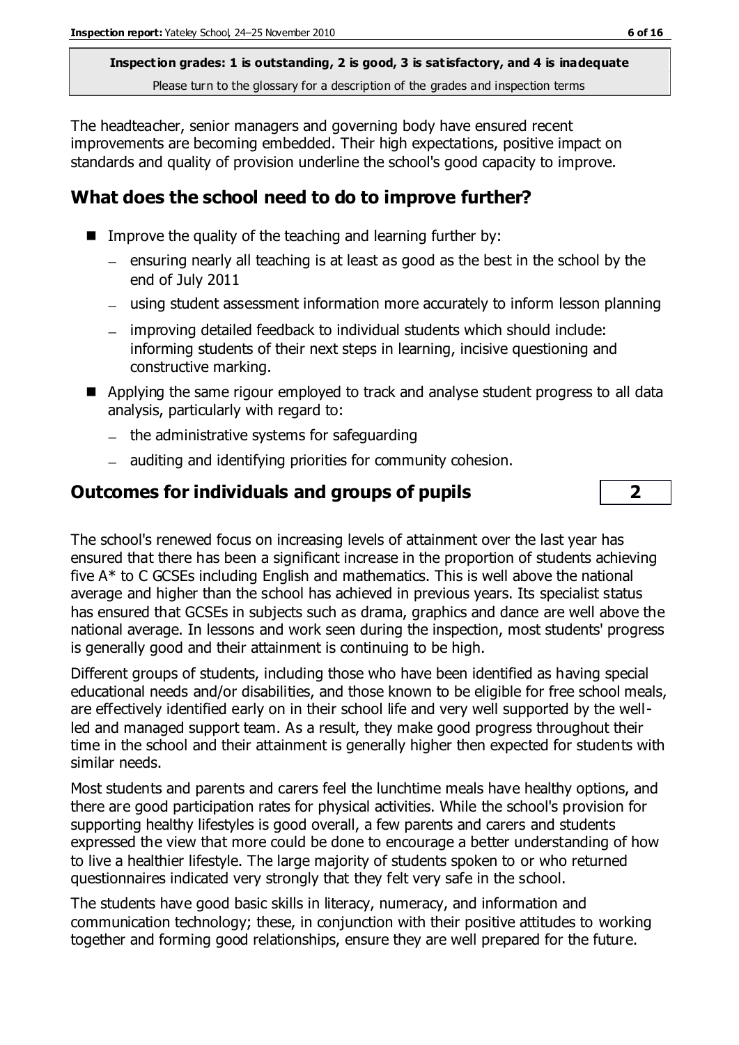**Inspection grades: 1 is outstanding, 2 is good, 3 is satisfactory, and 4 is inadequate**
Please turn to the glossary for a description of the grades and inspection terms

The headteacher, senior managers and governing body have ensured recent improvements are becoming embedded. Their high expectations, positive impact on standards and quality of provision underline the school's good capacity to improve.

## What does the school need to do to improve further?

- Improve the quality of the teaching and learning further by:
  - ensuring nearly all teaching is at least as good as the best in the school by the end of July 2011
  - using student assessment information more accurately to inform lesson planning
  - improving detailed feedback to individual students which should include: informing students of their next steps in learning, incisive questioning and constructive marking.
- Applying the same rigour employed to track and analyse student progress to all data analysis, particularly with regard to:
  - the administrative systems for safeguarding
  - auditing and identifying priorities for community cohesion.

## Outcomes for individuals and groups of pupils **2**

The school's renewed focus on increasing levels of attainment over the last year has ensured that there has been a significant increase in the proportion of students achieving five A* to C GCSEs including English and mathematics. This is well above the national average and higher than the school has achieved in previous years. Its specialist status has ensured that GCSEs in subjects such as drama, graphics and dance are well above the national average. In lessons and work seen during the inspection, most students' progress is generally good and their attainment is continuing to be high.

Different groups of students, including those who have been identified as having special educational needs and/or disabilities, and those known to be eligible for free school meals, are effectively identified early on in their school life and very well supported by the well-led and managed support team. As a result, they make good progress throughout their time in the school and their attainment is generally higher then expected for students with similar needs.

Most students and parents and carers feel the lunchtime meals have healthy options, and there are good participation rates for physical activities. While the school's provision for supporting healthy lifestyles is good overall, a few parents and carers and students expressed the view that more could be done to encourage a better understanding of how to live a healthier lifestyle. The large majority of students spoken to or who returned questionnaires indicated very strongly that they felt very safe in the school.

The students have good basic skills in literacy, numeracy, and information and communication technology; these, in conjunction with their positive attitudes to working together and forming good relationships, ensure they are well prepared for the future.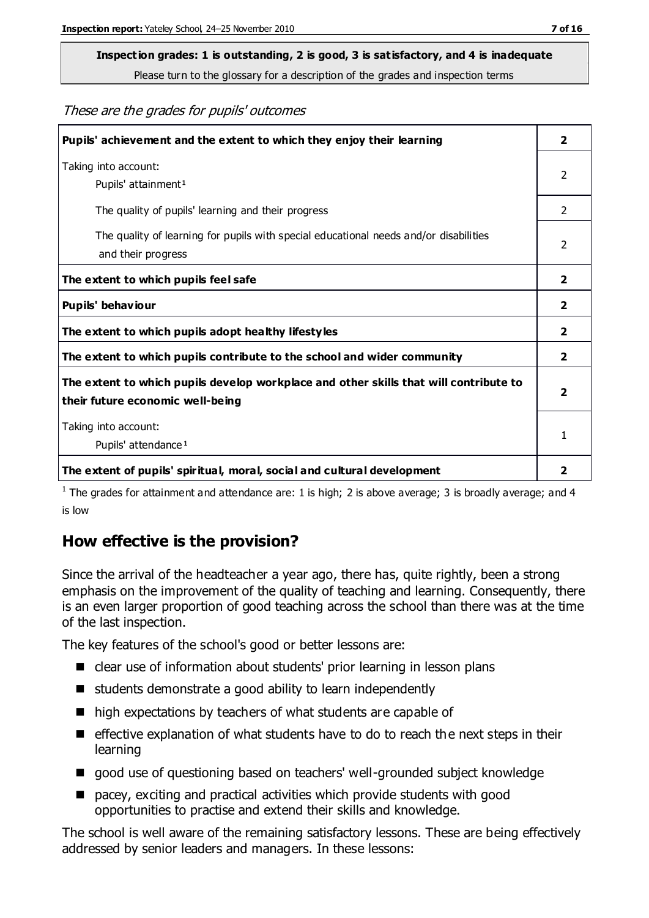**Inspection grades: 1 is outstanding, 2 is good, 3 is satisfactory, and 4 is inadequate**

Please turn to the glossary for a description of the grades and inspection terms

*These are the grades for pupils' outcomes*

| | |
|---|---|
| **Pupils' achievement and the extent to which they enjoy their learning** | **2** |
| Taking into account: Pupils' attainment[1] | 2 |
| The quality of pupils' learning and their progress | 2 |
| The quality of learning for pupils with special educational needs and/or disabilities and their progress | 2 |
| **The extent to which pupils feel safe** | **2** |
| **Pupils' behaviour** | **2** |
| **The extent to which pupils adopt healthy lifestyles** | **2** |
| **The extent to which pupils contribute to the school and wider community** | **2** |
| **The extent to which pupils develop workplace and other skills that will contribute to their future economic well-being** | **2** |
| Taking into account: Pupils' attendance[1] | 1 |
| **The extent of pupils' spiritual, moral, social and cultural development** | **2** |

[1] The grades for attainment and attendance are: 1 is high; 2 is above average; 3 is broadly average; and 4 is low

## How effective is the provision?

Since the arrival of the headteacher a year ago, there has, quite rightly, been a strong emphasis on the improvement of the quality of teaching and learning. Consequently, there is an even larger proportion of good teaching across the school than there was at the time of the last inspection.

The key features of the school's good or better lessons are:

- clear use of information about students' prior learning in lesson plans
- students demonstrate a good ability to learn independently
- high expectations by teachers of what students are capable of
- effective explanation of what students have to do to reach the next steps in their learning
- good use of questioning based on teachers' well-grounded subject knowledge
- pacey, exciting and practical activities which provide students with good opportunities to practise and extend their skills and knowledge.

The school is well aware of the remaining satisfactory lessons. These are being effectively addressed by senior leaders and managers. In these lessons: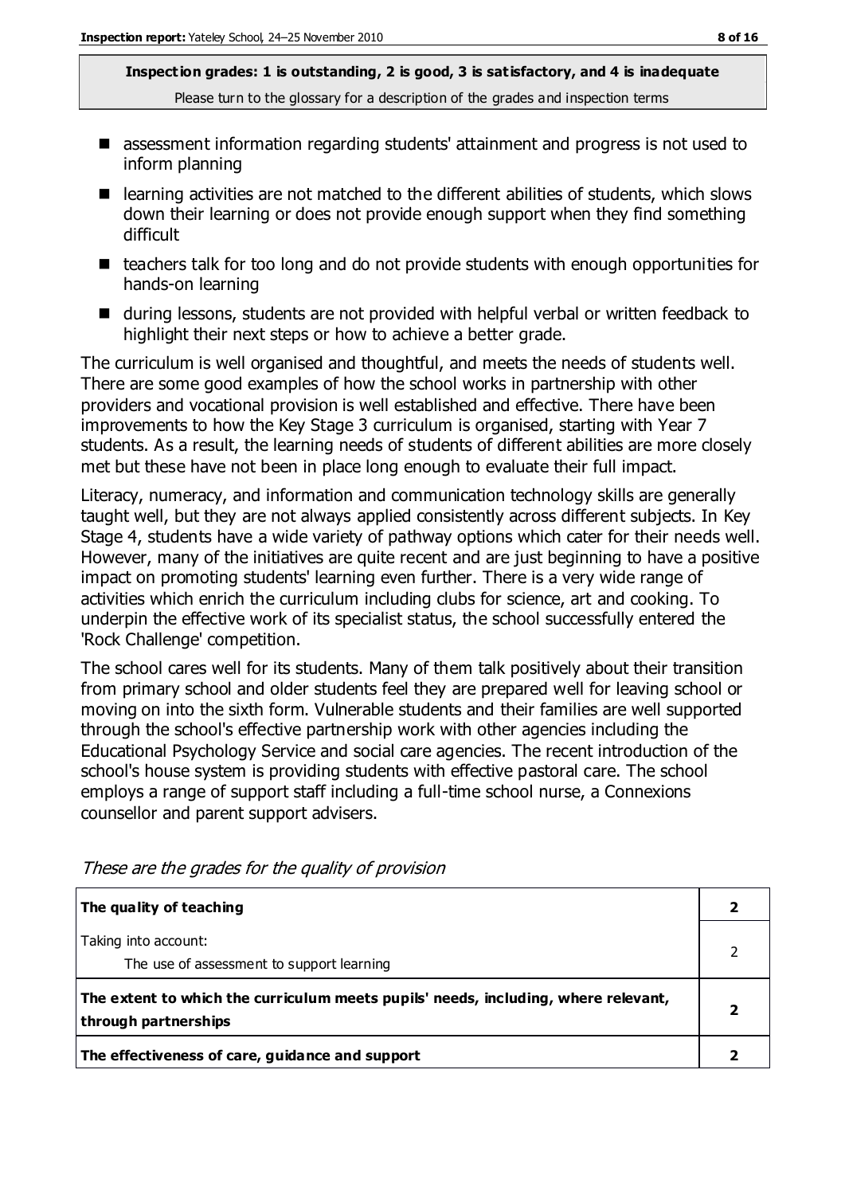**Inspection grades: 1 is outstanding, 2 is good, 3 is satisfactory, and 4 is inadequate**
Please turn to the glossary for a description of the grades and inspection terms

- assessment information regarding students' attainment and progress is not used to inform planning
- learning activities are not matched to the different abilities of students, which slows down their learning or does not provide enough support when they find something difficult
- teachers talk for too long and do not provide students with enough opportunities for hands-on learning
- during lessons, students are not provided with helpful verbal or written feedback to highlight their next steps or how to achieve a better grade.

The curriculum is well organised and thoughtful, and meets the needs of students well. There are some good examples of how the school works in partnership with other providers and vocational provision is well established and effective. There have been improvements to how the Key Stage 3 curriculum is organised, starting with Year 7 students. As a result, the learning needs of students of different abilities are more closely met but these have not been in place long enough to evaluate their full impact.

Literacy, numeracy, and information and communication technology skills are generally taught well, but they are not always applied consistently across different subjects. In Key Stage 4, students have a wide variety of pathway options which cater for their needs well. However, many of the initiatives are quite recent and are just beginning to have a positive impact on promoting students' learning even further. There is a very wide range of activities which enrich the curriculum including clubs for science, art and cooking. To underpin the effective work of its specialist status, the school successfully entered the 'Rock Challenge' competition.

The school cares well for its students. Many of them talk positively about their transition from primary school and older students feel they are prepared well for leaving school or moving on into the sixth form. Vulnerable students and their families are well supported through the school's effective partnership work with other agencies including the Educational Psychology Service and social care agencies. The recent introduction of the school's house system is providing students with effective pastoral care. The school employs a range of support staff including a full-time school nurse, a Connexions counsellor and parent support advisers.

*These are the grades for the quality of provision*

| | |
|---|---|
| **The quality of teaching** | **2** |
| Taking into account:<br>The use of assessment to support learning | 2 |
| **The extent to which the curriculum meets pupils' needs, including, where relevant, through partnerships** | **2** |
| **The effectiveness of care, guidance and support** | **2** |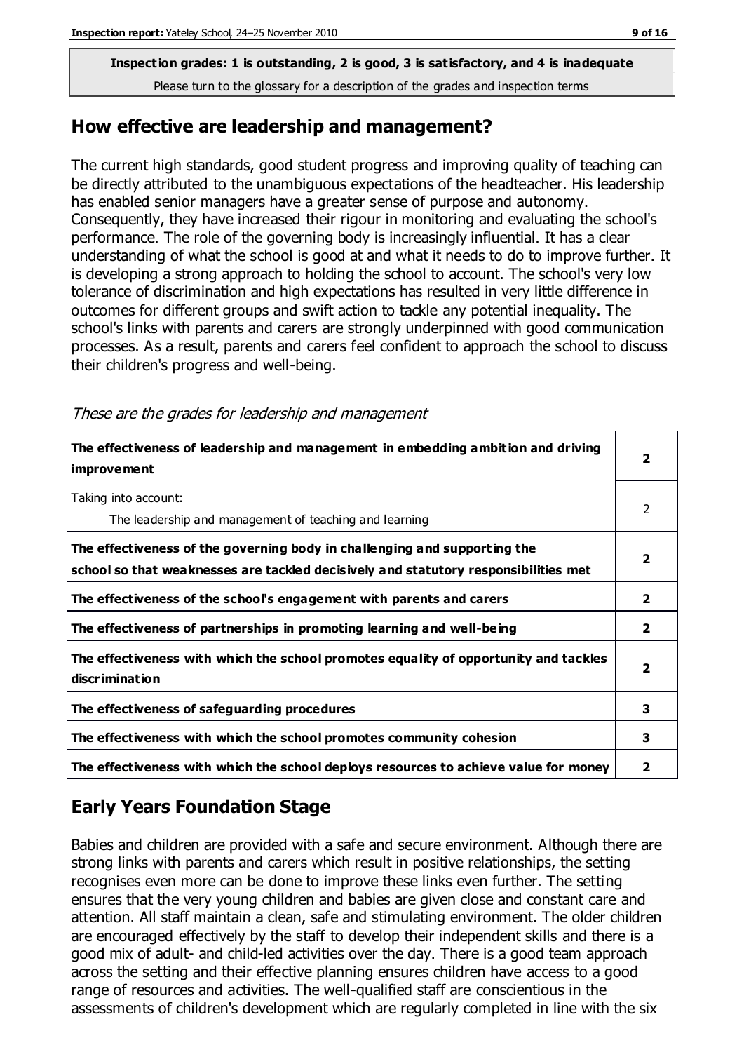**Inspection grades: 1 is outstanding, 2 is good, 3 is satisfactory, and 4 is inadequate**

Please turn to the glossary for a description of the grades and inspection terms

## How effective are leadership and management?

The current high standards, good student progress and improving quality of teaching can be directly attributed to the unambiguous expectations of the headteacher. His leadership has enabled senior managers have a greater sense of purpose and autonomy. Consequently, they have increased their rigour in monitoring and evaluating the school's performance. The role of the governing body is increasingly influential. It has a clear understanding of what the school is good at and what it needs to do to improve further. It is developing a strong approach to holding the school to account. The school's very low tolerance of discrimination and high expectations has resulted in very little difference in outcomes for different groups and swift action to tackle any potential inequality. The school's links with parents and carers are strongly underpinned with good communication processes. As a result, parents and carers feel confident to approach the school to discuss their children's progress and well-being.

*These are the grades for leadership and management*

| | |
|---|---|
| **The effectiveness of leadership and management in embedding ambition and driving improvement** | **2** |
| Taking into account:<br>The leadership and management of teaching and learning | 2 |
| **The effectiveness of the governing body in challenging and supporting the school so that weaknesses are tackled decisively and statutory responsibilities met** | **2** |
| **The effectiveness of the school's engagement with parents and carers** | **2** |
| **The effectiveness of partnerships in promoting learning and well-being** | **2** |
| **The effectiveness with which the school promotes equality of opportunity and tackles discrimination** | **2** |
| **The effectiveness of safeguarding procedures** | **3** |
| **The effectiveness with which the school promotes community cohesion** | **3** |
| **The effectiveness with which the school deploys resources to achieve value for money** | **2** |

## Early Years Foundation Stage

Babies and children are provided with a safe and secure environment. Although there are strong links with parents and carers which result in positive relationships, the setting recognises even more can be done to improve these links even further. The setting ensures that the very young children and babies are given close and constant care and attention. All staff maintain a clean, safe and stimulating environment. The older children are encouraged effectively by the staff to develop their independent skills and there is a good mix of adult- and child-led activities over the day. There is a good team approach across the setting and their effective planning ensures children have access to a good range of resources and activities. The well-qualified staff are conscientious in the assessments of children's development which are regularly completed in line with the six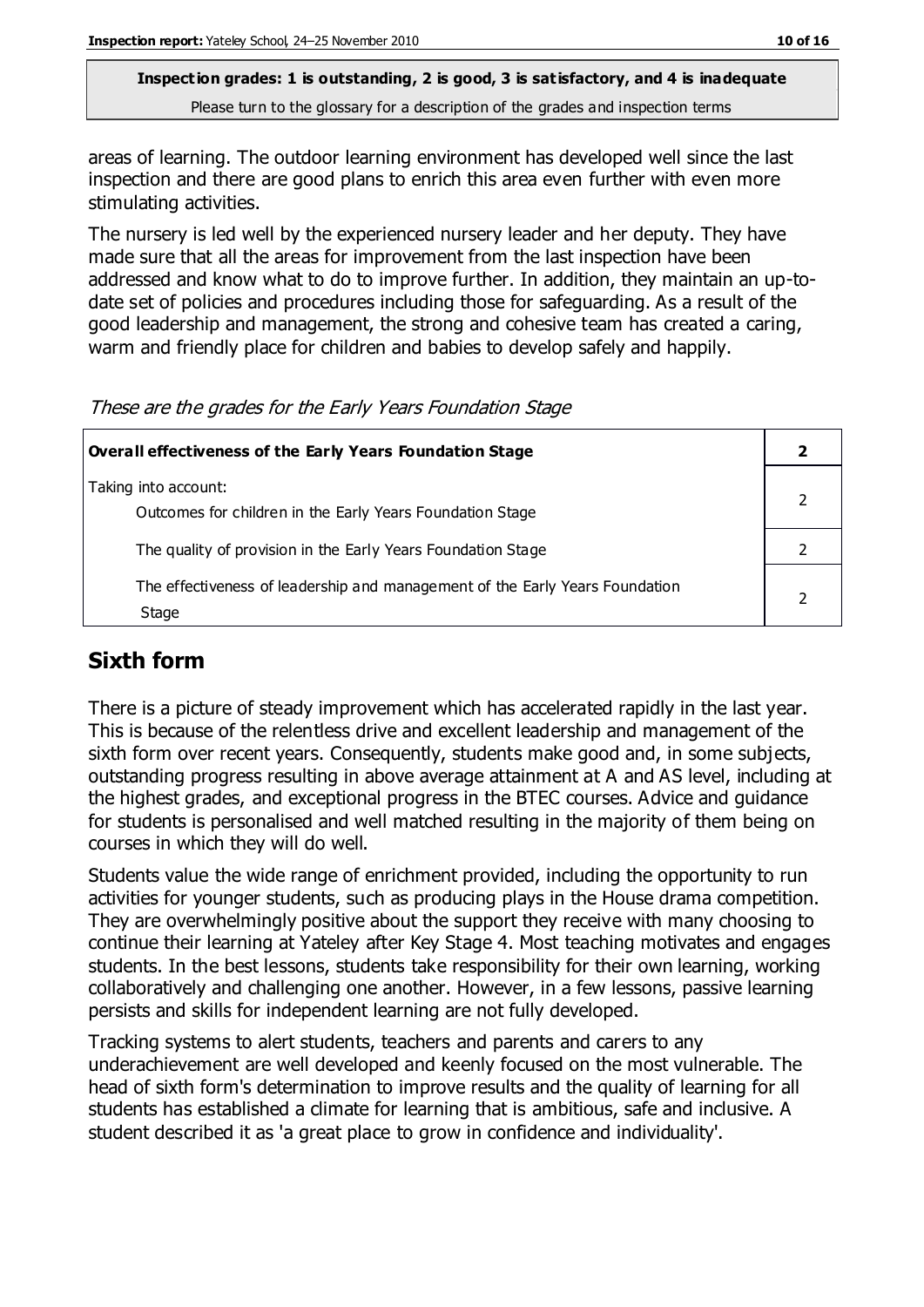**Inspection grades: 1 is outstanding, 2 is good, 3 is satisfactory, and 4 is inadequate**
Please turn to the glossary for a description of the grades and inspection terms

areas of learning. The outdoor learning environment has developed well since the last inspection and there are good plans to enrich this area even further with even more stimulating activities.

The nursery is led well by the experienced nursery leader and her deputy. They have made sure that all the areas for improvement from the last inspection have been addressed and know what to do to improve further. In addition, they maintain an up-to-date set of policies and procedures including those for safeguarding. As a result of the good leadership and management, the strong and cohesive team has created a caring, warm and friendly place for children and babies to develop safely and happily.

*These are the grades for the Early Years Foundation Stage*

| **Overall effectiveness of the Early Years Foundation Stage** | **2** |
|---|---|
| Taking into account: Outcomes for children in the Early Years Foundation Stage | 2 |
| The quality of provision in the Early Years Foundation Stage | 2 |
| The effectiveness of leadership and management of the Early Years Foundation Stage | 2 |

## Sixth form

There is a picture of steady improvement which has accelerated rapidly in the last year. This is because of the relentless drive and excellent leadership and management of the sixth form over recent years. Consequently, students make good and, in some subjects, outstanding progress resulting in above average attainment at A and AS level, including at the highest grades, and exceptional progress in the BTEC courses. Advice and guidance for students is personalised and well matched resulting in the majority of them being on courses in which they will do well.

Students value the wide range of enrichment provided, including the opportunity to run activities for younger students, such as producing plays in the House drama competition. They are overwhelmingly positive about the support they receive with many choosing to continue their learning at Yateley after Key Stage 4. Most teaching motivates and engages students. In the best lessons, students take responsibility for their own learning, working collaboratively and challenging one another. However, in a few lessons, passive learning persists and skills for independent learning are not fully developed.

Tracking systems to alert students, teachers and parents and carers to any underachievement are well developed and keenly focused on the most vulnerable. The head of sixth form's determination to improve results and the quality of learning for all students has established a climate for learning that is ambitious, safe and inclusive. A student described it as 'a great place to grow in confidence and individuality'.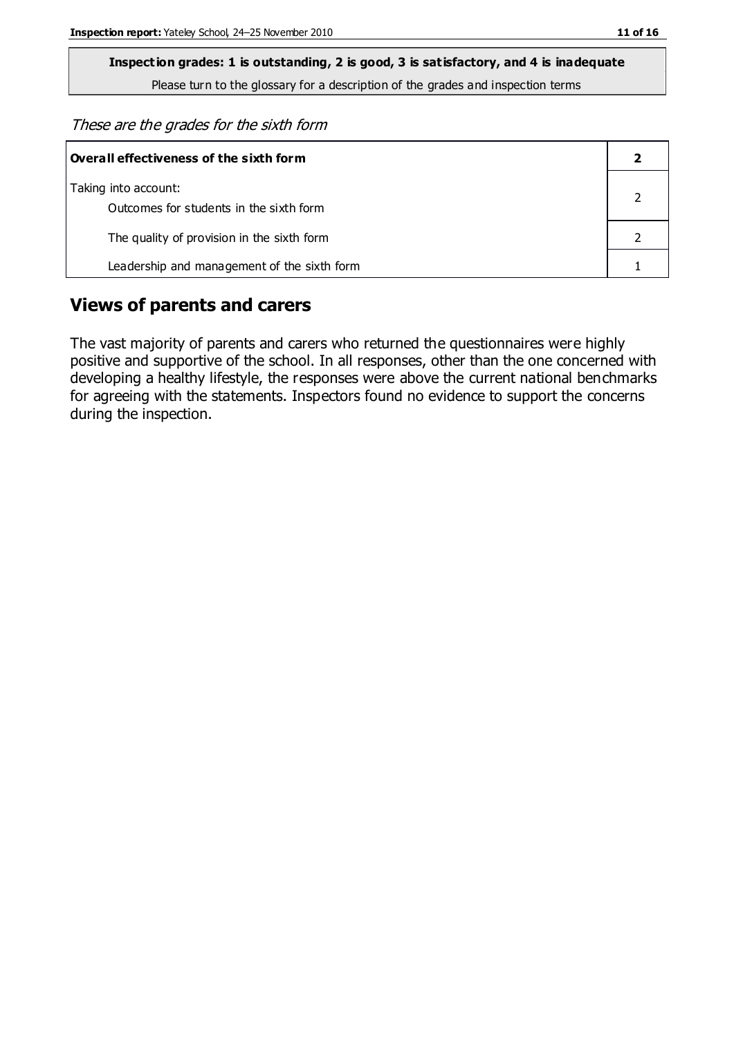**Inspection grades: 1 is outstanding, 2 is good, 3 is satisfactory, and 4 is inadequate**
Please turn to the glossary for a description of the grades and inspection terms

*These are the grades for the sixth form*

| **Overall effectiveness of the sixth form** | **2** |
|---|---|
| Taking into account:<br>Outcomes for students in the sixth form | 2 |
| The quality of provision in the sixth form | 2 |
| Leadership and management of the sixth form | 1 |

## Views of parents and carers

The vast majority of parents and carers who returned the questionnaires were highly positive and supportive of the school. In all responses, other than the one concerned with developing a healthy lifestyle, the responses were above the current national benchmarks for agreeing with the statements. Inspectors found no evidence to support the concerns during the inspection.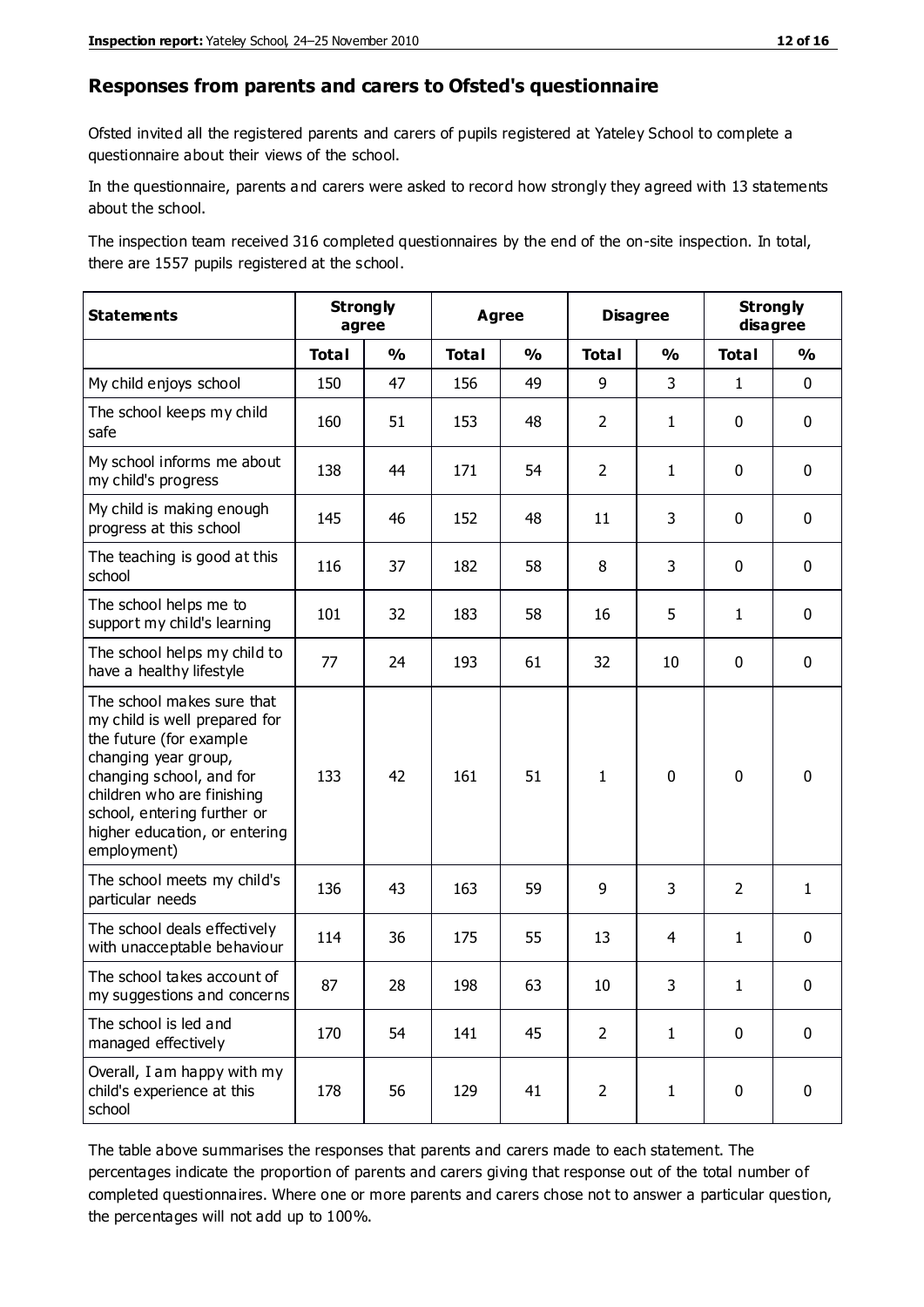## Responses from parents and carers to Ofsted's questionnaire

Ofsted invited all the registered parents and carers of pupils registered at Yateley School to complete a questionnaire about their views of the school.

In the questionnaire, parents and carers were asked to record how strongly they agreed with 13 statements about the school.

The inspection team received 316 completed questionnaires by the end of the on-site inspection. In total, there are 1557 pupils registered at the school.

| Statements | Strongly agree | | Agree | | Disagree | | Strongly disagree | |
|---|---|---|---|---|---|---|---|---|
| | Total | % | Total | % | Total | % | Total | % |
| My child enjoys school | 150 | 47 | 156 | 49 | 9 | 3 | 1 | 0 |
| The school keeps my child safe | 160 | 51 | 153 | 48 | 2 | 1 | 0 | 0 |
| My school informs me about my child's progress | 138 | 44 | 171 | 54 | 2 | 1 | 0 | 0 |
| My child is making enough progress at this school | 145 | 46 | 152 | 48 | 11 | 3 | 0 | 0 |
| The teaching is good at this school | 116 | 37 | 182 | 58 | 8 | 3 | 0 | 0 |
| The school helps me to support my child's learning | 101 | 32 | 183 | 58 | 16 | 5 | 1 | 0 |
| The school helps my child to have a healthy lifestyle | 77 | 24 | 193 | 61 | 32 | 10 | 0 | 0 |
| The school makes sure that my child is well prepared for the future (for example changing year group, changing school, and for children who are finishing school, entering further or higher education, or entering employment) | 133 | 42 | 161 | 51 | 1 | 0 | 0 | 0 |
| The school meets my child's particular needs | 136 | 43 | 163 | 59 | 9 | 3 | 2 | 1 |
| The school deals effectively with unacceptable behaviour | 114 | 36 | 175 | 55 | 13 | 4 | 1 | 0 |
| The school takes account of my suggestions and concerns | 87 | 28 | 198 | 63 | 10 | 3 | 1 | 0 |
| The school is led and managed effectively | 170 | 54 | 141 | 45 | 2 | 1 | 0 | 0 |
| Overall, I am happy with my child's experience at this school | 178 | 56 | 129 | 41 | 2 | 1 | 0 | 0 |

The table above summarises the responses that parents and carers made to each statement. The percentages indicate the proportion of parents and carers giving that response out of the total number of completed questionnaires. Where one or more parents and carers chose not to answer a particular question, the percentages will not add up to 100%.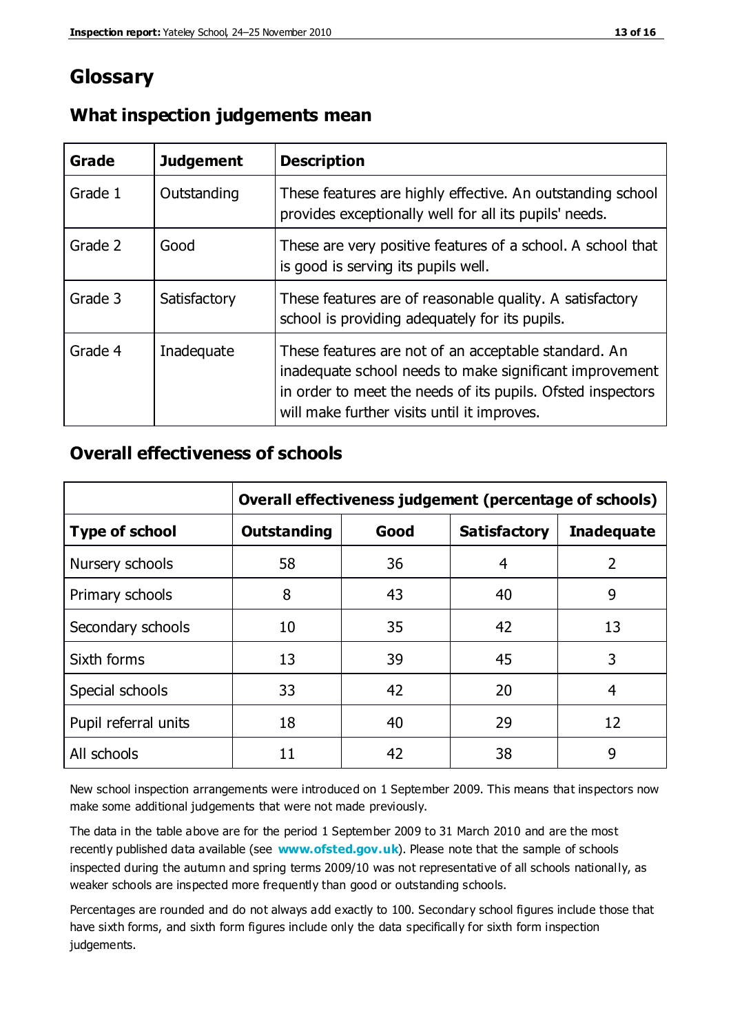# Glossary

## What inspection judgements mean

| Grade | Judgement | Description |
| --- | --- | --- |
| Grade 1 | Outstanding | These features are highly effective. An outstanding school provides exceptionally well for all its pupils' needs. |
| Grade 2 | Good | These are very positive features of a school. A school that is good is serving its pupils well. |
| Grade 3 | Satisfactory | These features are of reasonable quality. A satisfactory school is providing adequately for its pupils. |
| Grade 4 | Inadequate | These features are not of an acceptable standard. An inadequate school needs to make significant improvement in order to meet the needs of its pupils. Ofsted inspectors will make further visits until it improves. |

## Overall effectiveness of schools

| | Overall effectiveness judgement (percentage of schools) | | | |
| --- | --- | --- | --- | --- |
| **Type of school** | **Outstanding** | **Good** | **Satisfactory** | **Inadequate** |
| Nursery schools | 58 | 36 | 4 | 2 |
| Primary schools | 8 | 43 | 40 | 9 |
| Secondary schools | 10 | 35 | 42 | 13 |
| Sixth forms | 13 | 39 | 45 | 3 |
| Special schools | 33 | 42 | 20 | 4 |
| Pupil referral units | 18 | 40 | 29 | 12 |
| All schools | 11 | 42 | 38 | 9 |

New school inspection arrangements were introduced on 1 September 2009. This means that inspectors now make some additional judgements that were not made previously.

The data in the table above are for the period 1 September 2009 to 31 March 2010 and are the most recently published data available (see **www.ofsted.gov.uk**). Please note that the sample of schools inspected during the autumn and spring terms 2009/10 was not representative of all schools nationally, as weaker schools are inspected more frequently than good or outstanding schools.

Percentages are rounded and do not always add exactly to 100. Secondary school figures include those that have sixth forms, and sixth form figures include only the data specifically for sixth form inspection judgements.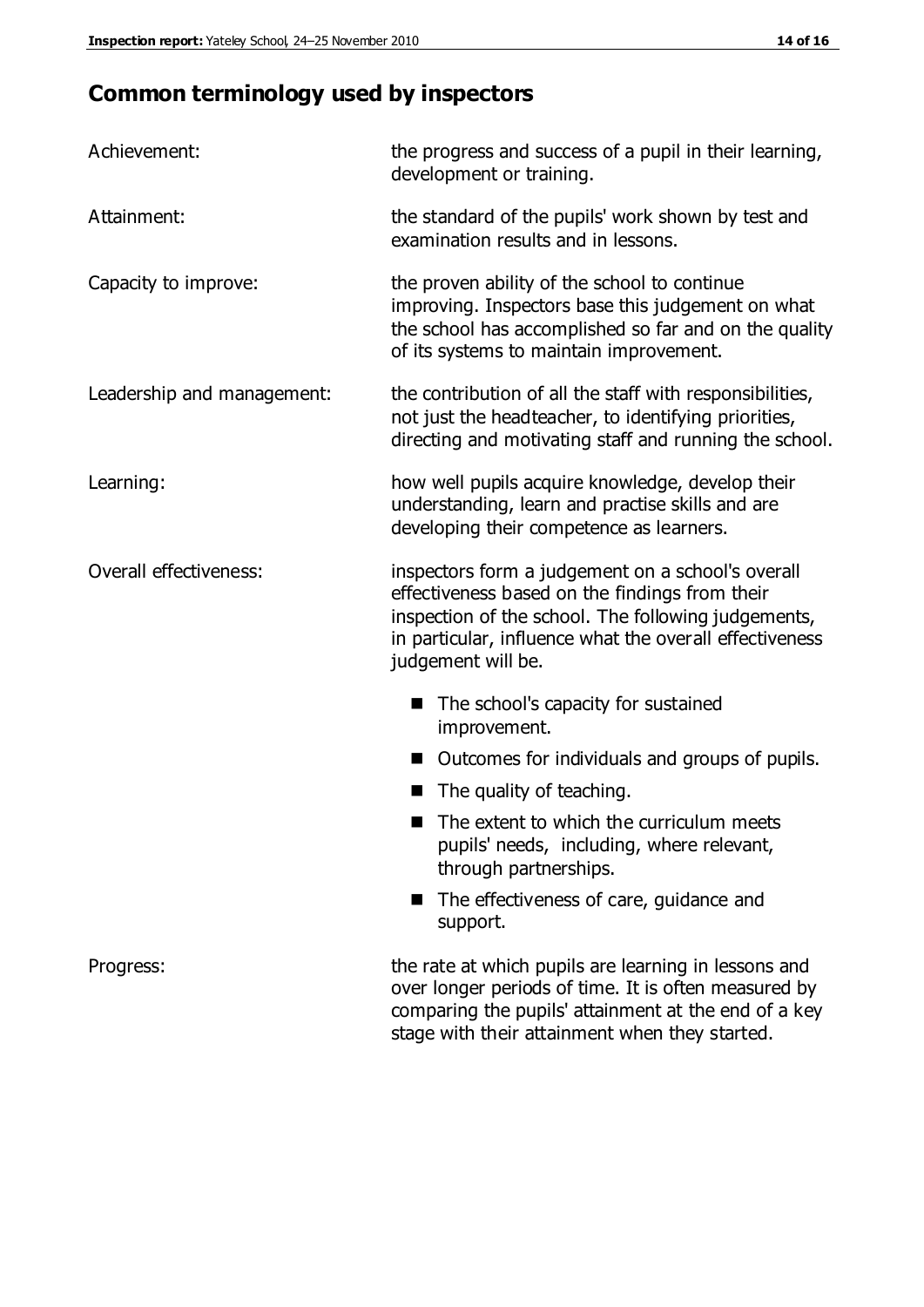## Common terminology used by inspectors

**Achievement:** the progress and success of a pupil in their learning, development or training.

**Attainment:** the standard of the pupils' work shown by test and examination results and in lessons.

**Capacity to improve:** the proven ability of the school to continue improving. Inspectors base this judgement on what the school has accomplished so far and on the quality of its systems to maintain improvement.

**Leadership and management:** the contribution of all the staff with responsibilities, not just the headteacher, to identifying priorities, directing and motivating staff and running the school.

**Learning:** how well pupils acquire knowledge, develop their understanding, learn and practise skills and are developing their competence as learners.

**Overall effectiveness:** inspectors form a judgement on a school's overall effectiveness based on the findings from their inspection of the school. The following judgements, in particular, influence what the overall effectiveness judgement will be.

- The school's capacity for sustained improvement.
- Outcomes for individuals and groups of pupils.
- The quality of teaching.
- The extent to which the curriculum meets pupils' needs, including, where relevant, through partnerships.
- The effectiveness of care, guidance and support.

**Progress:** the rate at which pupils are learning in lessons and over longer periods of time. It is often measured by comparing the pupils' attainment at the end of a key stage with their attainment when they started.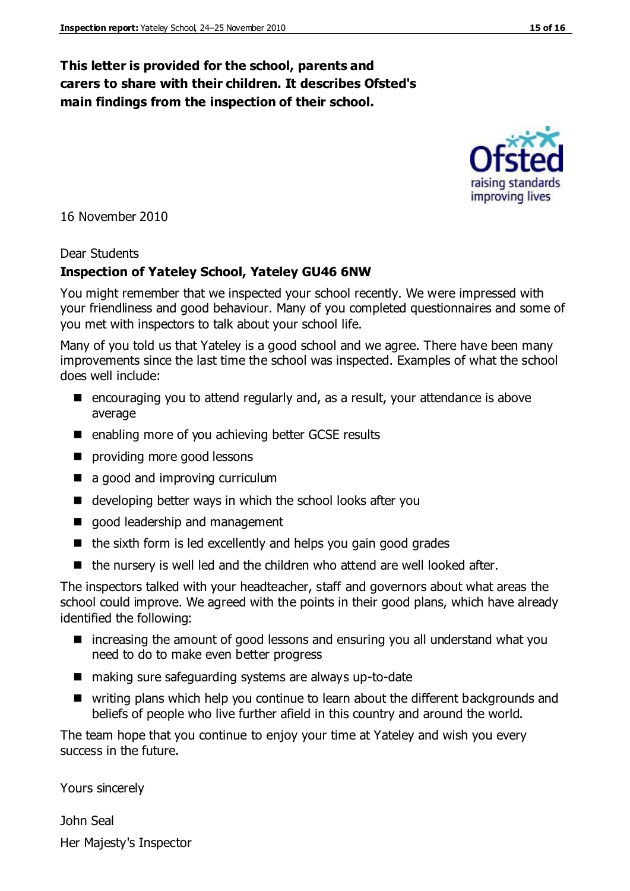**This letter is provided for the school, parents and carers to share with their children. It describes Ofsted's main findings from the inspection of their school.**

16 November 2010

Dear Students

**Inspection of Yateley School, Yateley GU46 6NW**

You might remember that we inspected your school recently. We were impressed with your friendliness and good behaviour. Many of you completed questionnaires and some of you met with inspectors to talk about your school life.

Many of you told us that Yateley is a good school and we agree. There have been many improvements since the last time the school was inspected. Examples of what the school does well include:

- encouraging you to attend regularly and, as a result, your attendance is above average
- enabling more of you achieving better GCSE results
- providing more good lessons
- a good and improving curriculum
- developing better ways in which the school looks after you
- good leadership and management
- the sixth form is led excellently and helps you gain good grades
- the nursery is well led and the children who attend are well looked after.

The inspectors talked with your headteacher, staff and governors about what areas the school could improve. We agreed with the points in their good plans, which have already identified the following:

- increasing the amount of good lessons and ensuring you all understand what you need to do to make even better progress
- making sure safeguarding systems are always up-to-date
- writing plans which help you continue to learn about the different backgrounds and beliefs of people who live further afield in this country and around the world.

The team hope that you continue to enjoy your time at Yateley and wish you every success in the future.

Yours sincerely

John Seal

Her Majesty's Inspector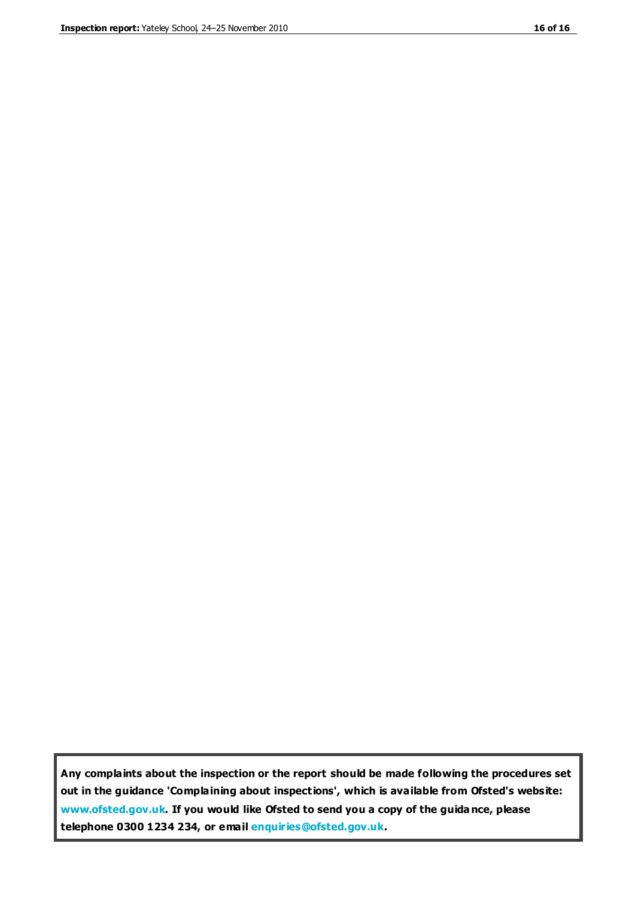**Any complaints about the inspection or the report should be made following the procedures set out in the guidance 'Complaining about inspections', which is available from Ofsted's website: www.ofsted.gov.uk. If you would like Ofsted to send you a copy of the guidance, please telephone 0300 1234 234, or email enquiries@ofsted.gov.uk.**